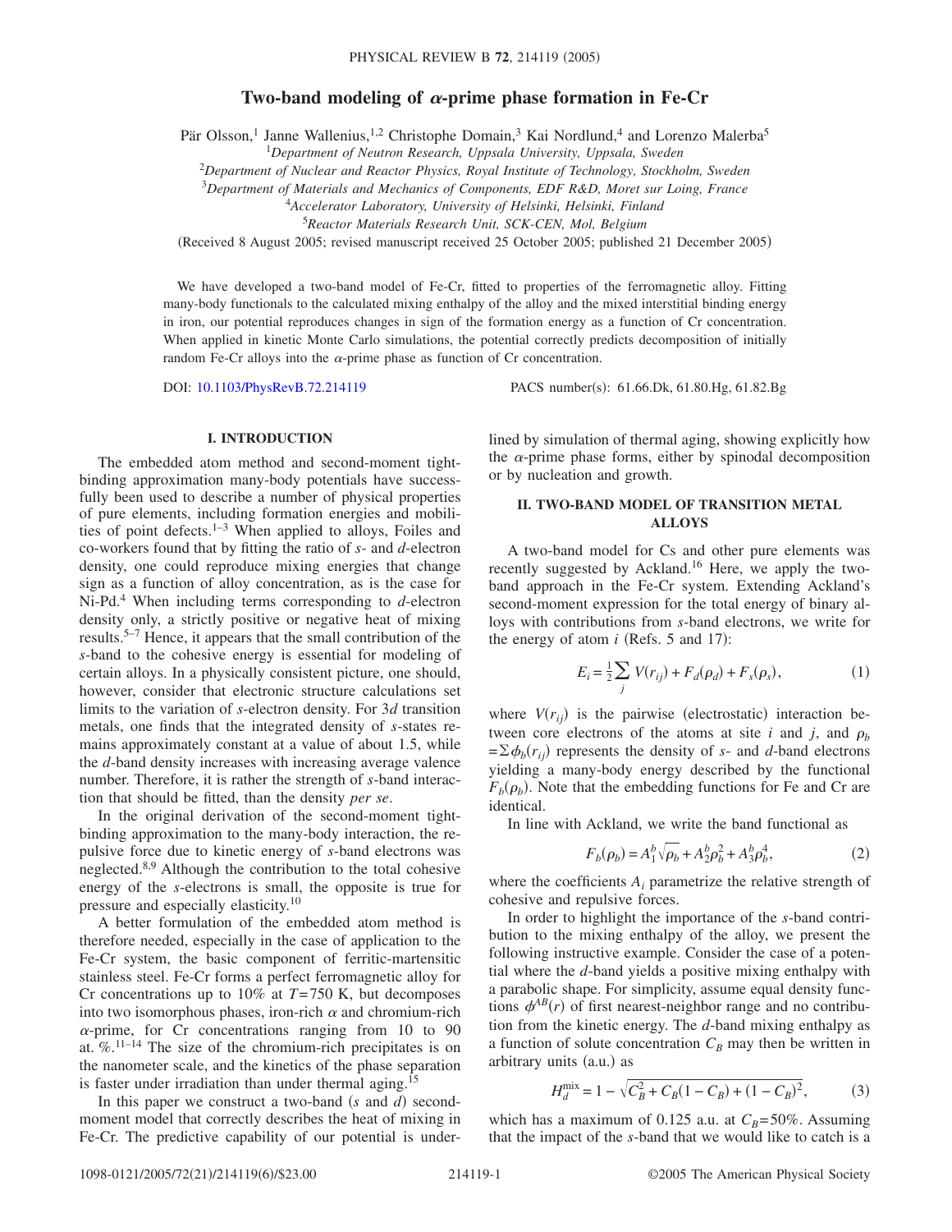# Two-band modeling of $\alpha$-prime phase formation in Fe-Cr

Pär Olsson,[1] Janne Wallenius,[1,2] Christophe Domain,[3] Kai Nordlund,[4] and Lorenzo Malerba[5]

[1]*Department of Neutron Research, Uppsala University, Uppsala, Sweden*
[2]*Department of Nuclear and Reactor Physics, Royal Institute of Technology, Stockholm, Sweden*
[3]*Department of Materials and Mechanics of Components, EDF R&D, Moret sur Loing, France*
[4]*Accelerator Laboratory, University of Helsinki, Helsinki, Finland*
[5]*Reactor Materials Research Unit, SCK-CEN, Mol, Belgium*

(Received 8 August 2005; revised manuscript received 25 October 2005; published 21 December 2005)

We have developed a two-band model of Fe-Cr, fitted to properties of the ferromagnetic alloy. Fitting many-body functionals to the calculated mixing enthalpy of the alloy and the mixed interstitial binding energy in iron, our potential reproduces changes in sign of the formation energy as a function of Cr concentration. When applied in kinetic Monte Carlo simulations, the potential correctly predicts decomposition of initially random Fe-Cr alloys into the $\alpha$-prime phase as function of Cr concentration.

DOI: 10.1103/PhysRevB.72.214119 PACS number(s): 61.66.Dk, 61.80.Hg, 61.82.Bg

## I. INTRODUCTION

The embedded atom method and second-moment tight-binding approximation many-body potentials have successfully been used to describe a number of physical properties of pure elements, including formation energies and mobilities of point defects.[1–3] When applied to alloys, Foiles and co-workers found that by fitting the ratio of *s*- and *d*-electron density, one could reproduce mixing energies that change sign as a function of alloy concentration, as is the case for Ni-Pd.[4] When including terms corresponding to *d*-electron density only, a strictly positive or negative heat of mixing results.[5–7] Hence, it appears that the small contribution of the *s*-band to the cohesive energy is essential for modeling of certain alloys. In a physically consistent picture, one should, however, consider that electronic structure calculations set limits to the variation of *s*-electron density. For 3*d* transition metals, one finds that the integrated density of *s*-states remains approximately constant at a value of about 1.5, while the *d*-band density increases with increasing average valence number. Therefore, it is rather the strength of *s*-band interaction that should be fitted, than the density *per se*.

In the original derivation of the second-moment tight-binding approximation to the many-body interaction, the repulsive force due to kinetic energy of *s*-band electrons was neglected.[8,9] Although the contribution to the total cohesive energy of the *s*-electrons is small, the opposite is true for pressure and especially elasticity.[10]

A better formulation of the embedded atom method is therefore needed, especially in the case of application to the Fe-Cr system, the basic component of ferritic-martensitic stainless steel. Fe-Cr forms a perfect ferromagnetic alloy for Cr concentrations up to 10% at $T=750$ K, but decomposes into two isomorphous phases, iron-rich $\alpha$ and chromium-rich $\alpha$-prime, for Cr concentrations ranging from 10 to 90 at. %.[11–14] The size of the chromium-rich precipitates is on the nanometer scale, and the kinetics of the phase separation is faster under irradiation than under thermal aging.[15]

In this paper we construct a two-band ($s$ and $d$) second-moment model that correctly describes the heat of mixing in Fe-Cr. The predictive capability of our potential is underlined by simulation of thermal aging, showing explicitly how the $\alpha$-prime phase forms, either by spinodal decomposition or by nucleation and growth.

## II. TWO-BAND MODEL OF TRANSITION METAL ALLOYS

A two-band model for Cs and other pure elements was recently suggested by Ackland.[16] Here, we apply the two-band approach in the Fe-Cr system. Extending Ackland's second-moment expression for the total energy of binary alloys with contributions from *s*-band electrons, we write for the energy of atom $i$ (Refs. 5 and 17):

$$E_i = \frac{1}{2}\sum_j V(r_{ij}) + F_d(\rho_d) + F_s(\rho_s), \tag{1}$$

where $V(r_{ij})$ is the pairwise (electrostatic) interaction between core electrons of the atoms at site $i$ and $j$, and $\rho_b = \Sigma \phi_b(r_{ij})$ represents the density of *s*- and *d*-band electrons yielding a many-body energy described by the functional $F_b(\rho_b)$. Note that the embedding functions for Fe and Cr are identical.

In line with Ackland, we write the band functional as

$$F_b(\rho_b) = A_1^b\sqrt{\rho_b} + A_2^b\rho_b^2 + A_3^b\rho_b^4, \tag{2}$$

where the coefficients $A_i$ parametrize the relative strength of cohesive and repulsive forces.

In order to highlight the importance of the *s*-band contribution to the mixing enthalpy of the alloy, we present the following instructive example. Consider the case of a potential where the *d*-band yields a positive mixing enthalpy with a parabolic shape. For simplicity, assume equal density functions $\phi^{AB}(r)$ of first nearest-neighbor range and no contribution from the kinetic energy. The *d*-band mixing enthalpy as a function of solute concentration $C_B$ may then be written in arbitrary units (a.u.) as

$$H_d^{\text{mix}} = 1 - \sqrt{C_B^2 + C_B(1-C_B) + (1-C_B)^2}, \tag{3}$$

which has a maximum of 0.125 a.u. at $C_B=50\%$. Assuming that the impact of the *s*-band that we would like to catch is a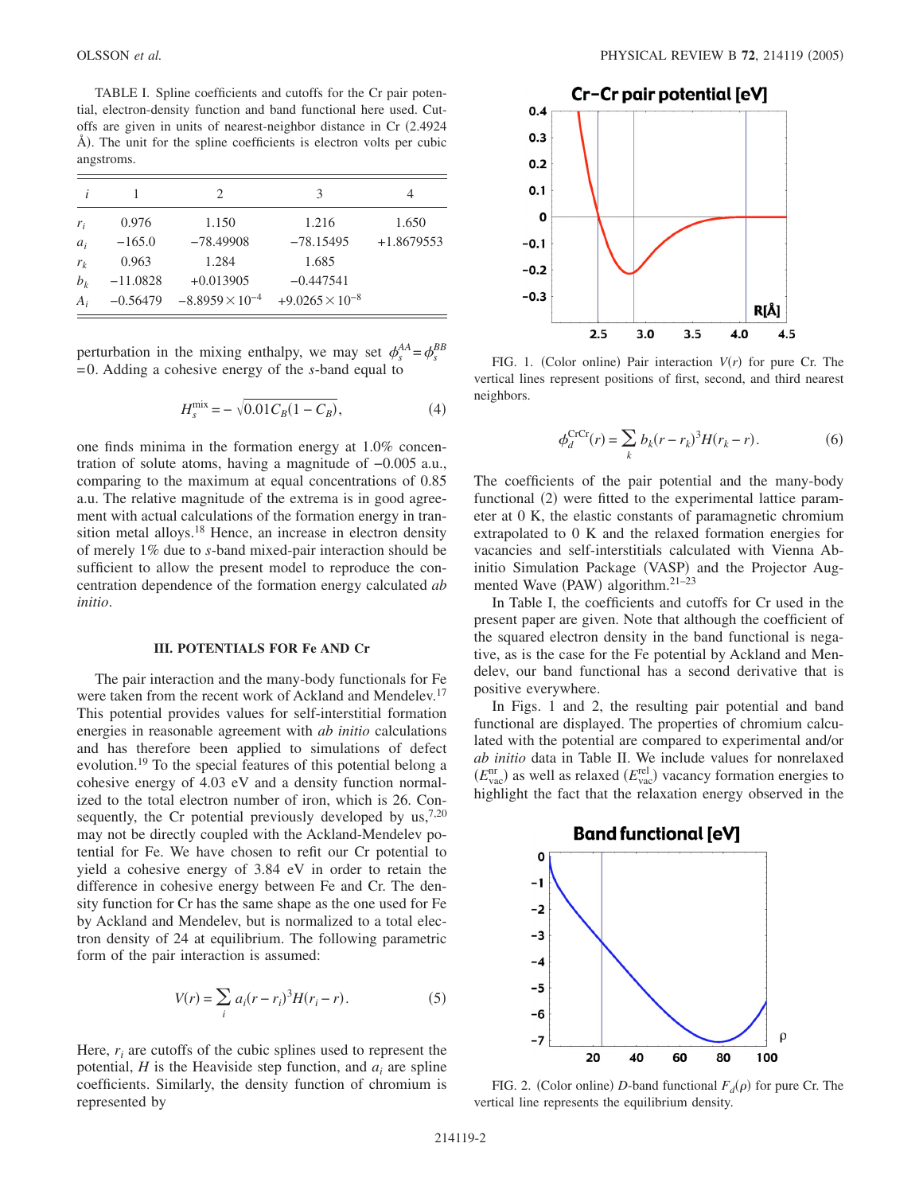TABLE I. Spline coefficients and cutoffs for the Cr pair potential, electron-density function and band functional here used. Cutoffs are given in units of nearest-neighbor distance in Cr (2.4924 Å). The unit for the spline coefficients is electron volts per cubic angstroms.

| $i$ | 1 | 2 | 3 | 4 |
|---|---|---|---|---|
| $r_i$ | 0.976 | 1.150 | 1.216 | 1.650 |
| $a_i$ | −165.0 | −78.49908 | −78.15495 | +1.8679553 |
| $r_k$ | 0.963 | 1.284 | 1.685 | |
| $b_k$ | −11.0828 | +0.013905 | −0.447541 | |
| $A_i$ | −0.56479 | $-8.8959\times10^{-4}$ | $+9.0265\times10^{-8}$ | |

perturbation in the mixing enthalpy, we may set $\phi_s^{AA}=\phi_s^{BB}=0$. Adding a cohesive energy of the $s$-band equal to

$$H_s^{\text{mix}} = -\sqrt{0.01 C_B(1-C_B)}, \tag{4}$$

one finds minima in the formation energy at 1.0% concentration of solute atoms, having a magnitude of −0.005 a.u., comparing to the maximum at equal concentrations of 0.85 a.u. The relative magnitude of the extrema is in good agreement with actual calculations of the formation energy in transition metal alloys.[18] Hence, an increase in electron density of merely 1% due to $s$-band mixed-pair interaction should be sufficient to allow the present model to reproduce the concentration dependence of the formation energy calculated *ab initio*.

### III. POTENTIALS FOR Fe AND Cr

The pair interaction and the many-body functionals for Fe were taken from the recent work of Ackland and Mendelev.[17] This potential provides values for self-interstitial formation energies in reasonable agreement with *ab initio* calculations and has therefore been applied to simulations of defect evolution.[19] To the special features of this potential belong a cohesive energy of 4.03 eV and a density function normalized to the total electron number of iron, which is 26. Consequently, the Cr potential previously developed by us,[7,20] may not be directly coupled with the Ackland-Mendelev potential for Fe. We have chosen to refit our Cr potential to yield a cohesive energy of 3.84 eV in order to retain the difference in cohesive energy between Fe and Cr. The density function for Cr has the same shape as the one used for Fe by Ackland and Mendelev, but is normalized to a total electron density of 24 at equilibrium. The following parametric form of the pair interaction is assumed:

$$V(r) = \sum_i a_i (r - r_i)^3 H(r_i - r). \tag{5}$$

Here, $r_i$ are cutoffs of the cubic splines used to represent the potential, $H$ is the Heaviside step function, and $a_i$ are spline coefficients. Similarly, the density function of chromium is represented by

FIG. 1. (Color online) Pair interaction $V(r)$ for pure Cr. The vertical lines represent positions of first, second, and third nearest neighbors.

$$\phi_d^{\text{CrCr}}(r) = \sum_k b_k (r - r_k)^3 H(r_k - r). \tag{6}$$

The coefficients of the pair potential and the many-body functional (2) were fitted to the experimental lattice parameter at 0 K, the elastic constants of paramagnetic chromium extrapolated to 0 K and the relaxed formation energies for vacancies and self-interstitials calculated with Vienna Ab-initio Simulation Package (VASP) and the Projector Augmented Wave (PAW) algorithm.[21–23]

In Table I, the coefficients and cutoffs for Cr used in the present paper are given. Note that although the coefficient of the squared electron density in the band functional is negative, as is the case for the Fe potential by Ackland and Mendelev, our band functional has a second derivative that is positive everywhere.

In Figs. 1 and 2, the resulting pair potential and band functional are displayed. The properties of chromium calculated with the potential are compared to experimental and/or *ab initio* data in Table II. We include values for nonrelaxed ($E_{\text{vac}}^{\text{nr}}$) as well as relaxed ($E_{\text{vac}}^{\text{rel}}$) vacancy formation energies to highlight the fact that the relaxation energy observed in the

FIG. 2. (Color online) $D$-band functional $F_d(\rho)$ for pure Cr. The vertical line represents the equilibrium density.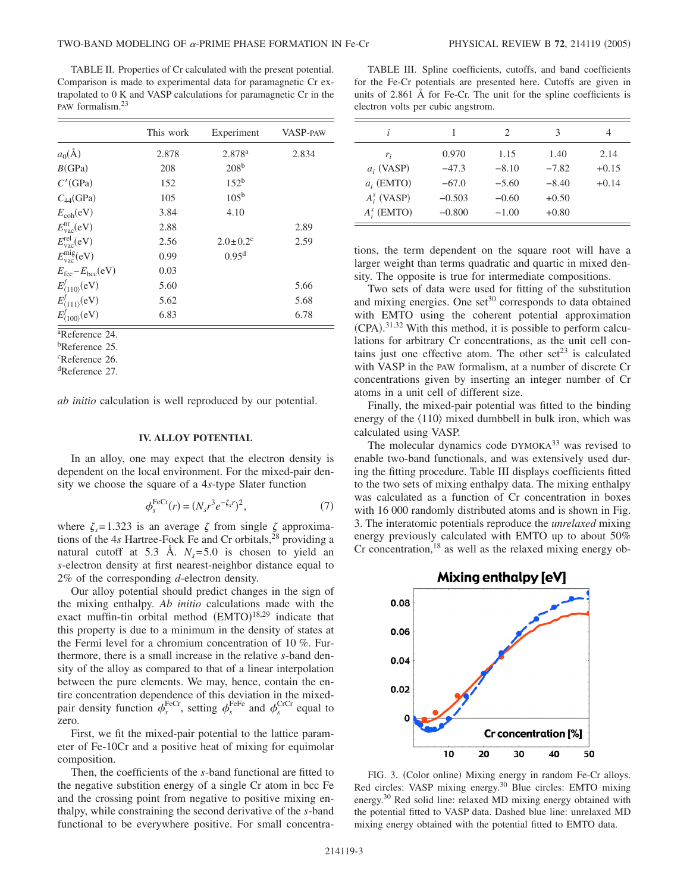TABLE II. Properties of Cr calculated with the present potential. Comparison is made to experimental data for paramagnetic Cr extrapolated to 0 K and VASP calculations for paramagnetic Cr in the PAW formalism.[23]

| | This work | Experiment | VASP-PAW |
|---|---|---|---|
| $a_0$(Å) | 2.878 | 2.878[a] | 2.834 |
| $B$(GPa) | 208 | 208[b] | |
| $C'$(GPa) | 152 | 152[b] | |
| $C_{44}$(GPa) | 105 | 105[b] | |
| $E_{\mathrm{coh}}$(eV) | 3.84 | 4.10 | |
| $E_{\mathrm{vac}}^{\mathrm{nr}}$(eV) | 2.88 | | 2.89 |
| $E_{\mathrm{vac}}^{\mathrm{rel}}$(eV) | 2.56 | 2.0±0.2[c] | 2.59 |
| $E_{\mathrm{vac}}^{\mathrm{mig}}$(eV) | 0.99 | 0.95[d] | |
| $E_{\mathrm{fcc}}-E_{\mathrm{bcc}}$(eV) | 0.03 | | |
| $E_{\langle 110\rangle}^{f}$(eV) | 5.60 | | 5.66 |
| $E_{\langle 111\rangle}^{f}$(eV) | 5.62 | | 5.68 |
| $E_{\langle 100\rangle}^{f}$(eV) | 6.83 | | 6.78 |

[a]Reference 24.
[b]Reference 25.
[c]Reference 26.
[d]Reference 27.

*ab initio* calculation is well reproduced by our potential.

## IV. ALLOY POTENTIAL

In an alloy, one may expect that the electron density is dependent on the local environment. For the mixed-pair density we choose the square of a 4*s*-type Slater function

$$\phi_s^{\mathrm{FeCr}}(r) = (N_s r^3 e^{-\zeta_s r})^2, \tag{7}$$

where $\zeta_s = 1.323$ is an average $\zeta$ from single $\zeta$ approximations of the 4*s* Hartree-Fock Fe and Cr orbitals,[28] providing a natural cutoff at 5.3 Å. $N_s = 5.0$ is chosen to yield an *s*-electron density at first nearest-neighbor distance equal to 2% of the corresponding *d*-electron density.

Our alloy potential should predict changes in the sign of the mixing enthalpy. *Ab initio* calculations made with the exact muffin-tin orbital method (EMTO)[18,29] indicate that this property is due to a minimum in the density of states at the Fermi level for a chromium concentration of 10 %. Furthermore, there is a small increase in the relative *s*-band density of the alloy as compared to that of a linear interpolation between the pure elements. We may, hence, contain the entire concentration dependence of this deviation in the mixed-pair density function $\phi_s^{\mathrm{FeCr}}$, setting $\phi_s^{\mathrm{FeFe}}$ and $\phi_s^{\mathrm{CrCr}}$ equal to zero.

First, we fit the mixed-pair potential to the lattice parameter of Fe-10Cr and a positive heat of mixing for equimolar composition.

Then, the coefficients of the *s*-band functional are fitted to the negative substition energy of a single Cr atom in bcc Fe and the crossing point from negative to positive mixing enthalpy, while constraining the second derivative of the *s*-band functional to be everywhere positive. For small concentrations, the term dependent on the square root will have a larger weight than terms quadratic and quartic in mixed density. The opposite is true for intermediate compositions.

Two sets of data were used for fitting of the substitution and mixing energies. One set[30] corresponds to data obtained with EMTO using the coherent potential approximation (CPA).[31,32] With this method, it is possible to perform calculations for arbitrary Cr concentrations, as the unit cell contains just one effective atom. The other set[23] is calculated with VASP in the PAW formalism, at a number of discrete Cr concentrations given by inserting an integer number of Cr atoms in a unit cell of different size.

Finally, the mixed-pair potential was fitted to the binding energy of the $\langle 110\rangle$ mixed dumbbell in bulk iron, which was calculated using VASP.

The molecular dynamics code DYMOKA[33] was revised to enable two-band functionals, and was extensively used during the fitting procedure. Table III displays coefficients fitted to the two sets of mixing enthalpy data. The mixing enthalpy was calculated as a function of Cr concentration in boxes with 16 000 randomly distributed atoms and is shown in Fig. 3. The interatomic potentials reproduce the *unrelaxed* mixing energy previously calculated with EMTO up to about 50% Cr concentration,[18] as well as the relaxed mixing energy ob-

TABLE III. Spline coefficients, cutoffs, and band coefficients for the Fe-Cr potentials are presented here. Cutoffs are given in units of 2.861 Å for Fe-Cr. The unit for the spline coefficients is electron volts per cubic angstrom.

| $i$ | 1 | 2 | 3 | 4 |
|---|---|---|---|---|
| $r_i$ | 0.970 | 1.15 | 1.40 | 2.14 |
| $a_i$ (VASP) | −47.3 | −8.10 | −7.82 | +0.15 |
| $a_i$ (EMTO) | −67.0 | −5.60 | −8.40 | +0.14 |
| $A_i^s$ (VASP) | −0.503 | −0.60 | +0.50 | |
| $A_i^s$ (EMTO) | −0.800 | −1.00 | +0.80 | |

FIG. 3. (Color online) Mixing energy in random Fe-Cr alloys. Red circles: VASP mixing energy.[30] Blue circles: EMTO mixing energy.[30] Red solid line: relaxed MD mixing energy obtained with the potential fitted to VASP data. Dashed blue line: unrelaxed MD mixing energy obtained with the potential fitted to EMTO data.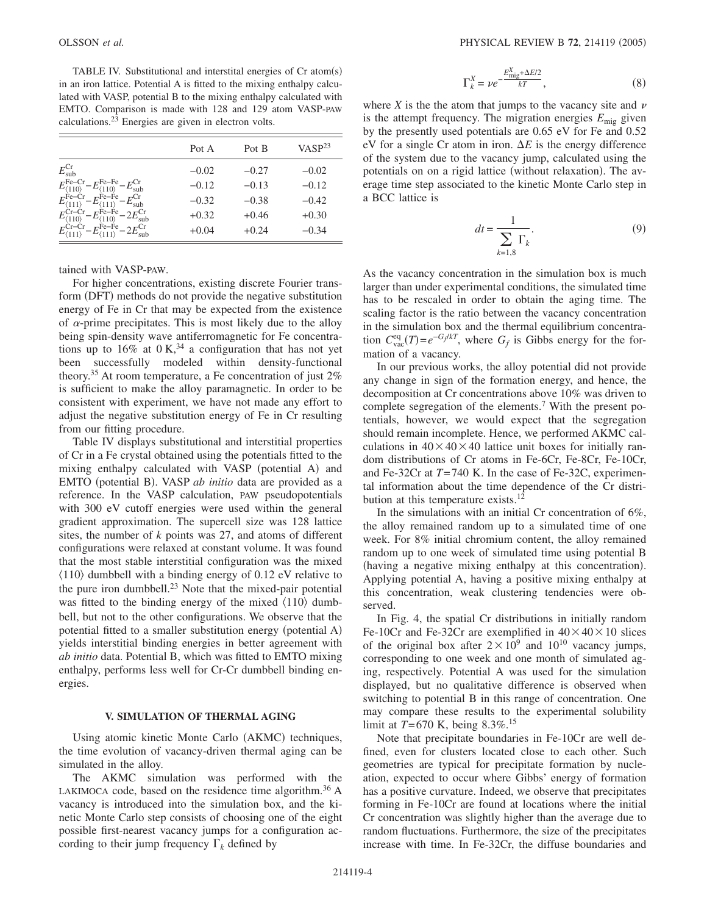TABLE IV. Substitutional and interstital energies of Cr atom(s) in an iron lattice. Potential A is fitted to the mixing enthalpy calculated with VASP, potential B to the mixing enthalpy calculated with EMTO. Comparison is made with 128 and 129 atom VASP-PAW calculations.[23] Energies are given in electron volts.

| | Pot A | Pot B | VASP[23] |
|---|---|---|---|
| $E_{\rm sub}^{\rm Cr}$ | −0.02 | −0.27 | −0.02 |
| $E_{\langle 110\rangle}^{\rm Fe-Cr}-E_{\langle 110\rangle}^{\rm Fe-Fe}-E_{\rm sub}^{\rm Cr}$ | −0.12 | −0.13 | −0.12 |
| $E_{\langle 111\rangle}^{\rm Fe-Cr}-E_{\langle 111\rangle}^{\rm Fe-Fe}-E_{\rm sub}^{\rm Cr}$ | −0.32 | −0.38 | −0.42 |
| $E_{\langle 110\rangle}^{\rm Cr-Cr}-E_{\langle 110\rangle}^{\rm Fe-Fe}-2E_{\rm sub}^{\rm Cr}$ | +0.32 | +0.46 | +0.30 |
| $E_{\langle 111\rangle}^{\rm Cr-Cr}-E_{\langle 111\rangle}^{\rm Fe-Fe}-2E_{\rm sub}^{\rm Cr}$ | +0.04 | +0.24 | −0.34 |

tained with VASP-PAW.

For higher concentrations, existing discrete Fourier transform (DFT) methods do not provide the negative substitution energy of Fe in Cr that may be expected from the existence of $\alpha$-prime precipitates. This is most likely due to the alloy being spin-density wave antiferromagnetic for Fe concentrations up to 16% at 0 K,[34] a configuration that has not yet been successfully modeled within density-functional theory.[35] At room temperature, a Fe concentration of just 2% is sufficient to make the alloy paramagnetic. In order to be consistent with experiment, we have not made any effort to adjust the negative substitution energy of Fe in Cr resulting from our fitting procedure.

Table IV displays substitutional and interstitial properties of Cr in a Fe crystal obtained using the potentials fitted to the mixing enthalpy calculated with VASP (potential A) and EMTO (potential B). VASP *ab initio* data are provided as a reference. In the VASP calculation, PAW pseudopotentials with 300 eV cutoff energies were used within the general gradient approximation. The supercell size was 128 lattice sites, the number of $k$ points was 27, and atoms of different configurations were relaxed at constant volume. It was found that the most stable interstitial configuration was the mixed $\langle 110\rangle$ dumbbell with a binding energy of 0.12 eV relative to the pure iron dumbbell.[23] Note that the mixed-pair potential was fitted to the binding energy of the mixed $\langle 110\rangle$ dumbbell, but not to the other configurations. We observe that the potential fitted to a smaller substitution energy (potential A) yields interstitial binding energies in better agreement with *ab initio* data. Potential B, which was fitted to EMTO mixing enthalpy, performs less well for Cr-Cr dumbbell binding energies.

## V. SIMULATION OF THERMAL AGING

Using atomic kinetic Monte Carlo (AKMC) techniques, the time evolution of vacancy-driven thermal aging can be simulated in the alloy.

The AKMC simulation was performed with the LAKIMOCA code, based on the residence time algorithm.[36] A vacancy is introduced into the simulation box, and the kinetic Monte Carlo step consists of choosing one of the eight possible first-nearest vacancy jumps for a configuration according to their jump frequency $\Gamma_k$ defined by

$$\Gamma_k^X = \nu e^{-\frac{E_{\rm mig}^X+\Delta E/2}{kT}}, \tag{8}$$

where $X$ is the the atom that jumps to the vacancy site and $\nu$ is the attempt frequency. The migration energies $E_{\rm mig}$ given by the presently used potentials are 0.65 eV for Fe and 0.52 eV for a single Cr atom in iron. $\Delta E$ is the energy difference of the system due to the vacancy jump, calculated using the potentials on on a rigid lattice (without relaxation). The average time step associated to the kinetic Monte Carlo step in a BCC lattice is

$$dt = \frac{1}{\sum_{k=1,8}\Gamma_k}. \tag{9}$$

As the vacancy concentration in the simulation box is much larger than under experimental conditions, the simulated time has to be rescaled in order to obtain the aging time. The scaling factor is the ratio between the vacancy concentration in the simulation box and the thermal equilibrium concentration $C_{\rm vac}^{\rm eq}(T)=e^{-G_f/kT}$, where $G_f$ is Gibbs energy for the formation of a vacancy.

In our previous works, the alloy potential did not provide any change in sign of the formation energy, and hence, the decomposition at Cr concentrations above 10% was driven to complete segregation of the elements.[7] With the present potentials, however, we would expect that the segregation should remain incomplete. Hence, we performed AKMC calculations in $40\times40\times40$ lattice unit boxes for initially random distributions of Cr atoms in Fe-6Cr, Fe-8Cr, Fe-10Cr, and Fe-32Cr at $T=740$ K. In the case of Fe-32C, experimental information about the time dependence of the Cr distribution at this temperature exists.[12]

In the simulations with an initial Cr concentration of 6%, the alloy remained random up to a simulated time of one week. For 8% initial chromium content, the alloy remained random up to one week of simulated time using potential B (having a negative mixing enthalpy at this concentration). Applying potential A, having a positive mixing enthalpy at this concentration, weak clustering tendencies were observed.

In Fig. 4, the spatial Cr distributions in initially random Fe-10Cr and Fe-32Cr are exemplified in $40\times40\times10$ slices of the original box after $2\times10^9$ and $10^{10}$ vacancy jumps, corresponding to one week and one month of simulated aging, respectively. Potential A was used for the simulation displayed, but no qualitative difference is observed when switching to potential B in this range of concentration. One may compare these results to the experimental solubility limit at $T=670$ K, being 8.3%.[15]

Note that precipitate boundaries in Fe-10Cr are well defined, even for clusters located close to each other. Such geometries are typical for precipitate formation by nucleation, expected to occur where Gibbs' energy of formation has a positive curvature. Indeed, we observe that precipitates forming in Fe-10Cr are found at locations where the initial Cr concentration was slightly higher than the average due to random fluctuations. Furthermore, the size of the precipitates increase with time. In Fe-32Cr, the diffuse boundaries and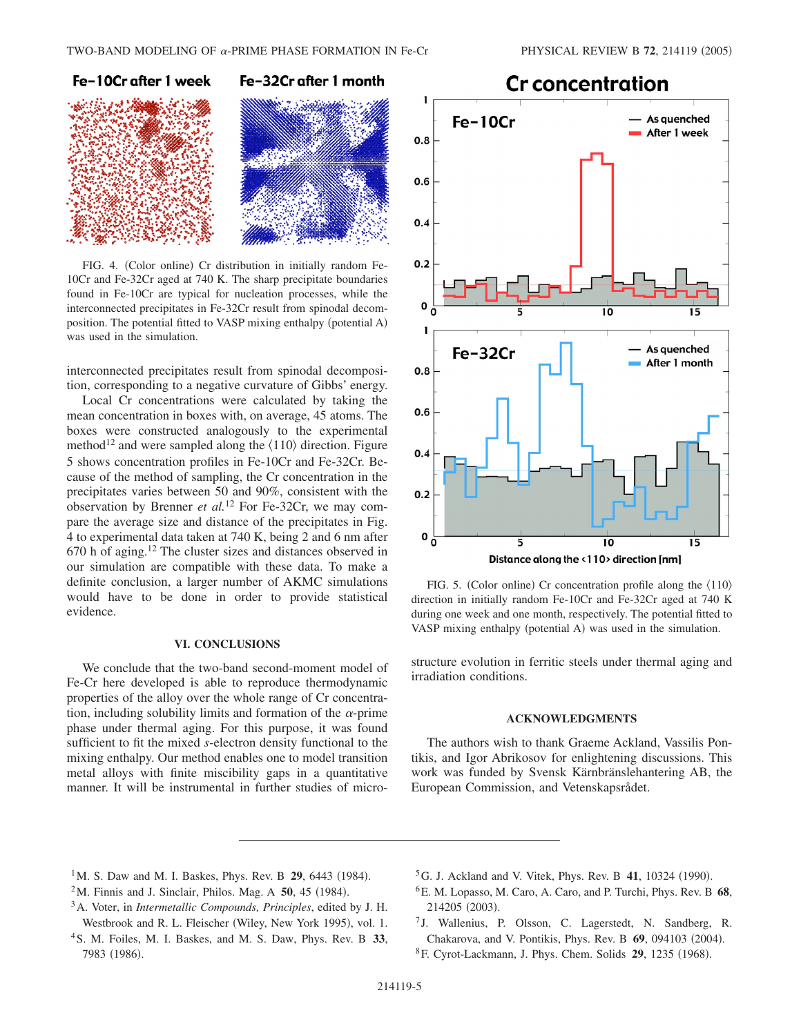FIG. 4. (Color online) Cr distribution in initially random Fe-10Cr and Fe-32Cr aged at 740 K. The sharp precipitate boundaries found in Fe-10Cr are typical for nucleation processes, while the interconnected precipitates in Fe-32Cr result from spinodal decomposition. The potential fitted to VASP mixing enthalpy (potential A) was used in the simulation.

interconnected precipitates result from spinodal decomposition, corresponding to a negative curvature of Gibbs' energy.

Local Cr concentrations were calculated by taking the mean concentration in boxes with, on average, 45 atoms. The boxes were constructed analogously to the experimental method[12] and were sampled along the ⟨110⟩ direction. Figure 5 shows concentration profiles in Fe-10Cr and Fe-32Cr. Because of the method of sampling, the Cr concentration in the precipitates varies between 50 and 90%, consistent with the observation by Brenner *et al.*[12] For Fe-32Cr, we may compare the average size and distance of the precipitates in Fig. 4 to experimental data taken at 740 K, being 2 and 6 nm after 670 h of aging.[12] The cluster sizes and distances observed in our simulation are compatible with these data. To make a definite conclusion, a larger number of AKMC simulations would have to be done in order to provide statistical evidence.

FIG. 5. (Color online) Cr concentration profile along the ⟨110⟩ direction in initially random Fe-10Cr and Fe-32Cr aged at 740 K during one week and one month, respectively. The potential fitted to VASP mixing enthalpy (potential A) was used in the simulation.

## VI. CONCLUSIONS

We conclude that the two-band second-moment model of Fe-Cr here developed is able to reproduce thermodynamic properties of the alloy over the whole range of Cr concentration, including solubility limits and formation of the $\alpha$-prime phase under thermal aging. For this purpose, it was found sufficient to fit the mixed $s$-electron density functional to the mixing enthalpy. Our method enables one to model transition metal alloys with finite miscibility gaps in a quantitative manner. It will be instrumental in further studies of microstructure evolution in ferritic steels under thermal aging and irradiation conditions.

## ACKNOWLEDGMENTS

The authors wish to thank Graeme Ackland, Vassilis Pontikis, and Igor Abrikosov for enlightening discussions. This work was funded by Svensk Kärnbränslehantering AB, the European Commission, and Vetenskapsrådet.

---

[1] M. S. Daw and M. I. Baskes, Phys. Rev. B **29**, 6443 (1984).
[2] M. Finnis and J. Sinclair, Philos. Mag. A **50**, 45 (1984).
[3] A. Voter, in *Intermetallic Compounds, Principles*, edited by J. H. Westbrook and R. L. Fleischer (Wiley, New York 1995), vol. 1.
[4] S. M. Foiles, M. I. Baskes, and M. S. Daw, Phys. Rev. B **33**, 7983 (1986).
[5] G. J. Ackland and V. Vitek, Phys. Rev. B **41**, 10324 (1990).
[6] E. M. Lopasso, M. Caro, A. Caro, and P. Turchi, Phys. Rev. B **68**, 214205 (2003).
[7] J. Wallenius, P. Olsson, C. Lagerstedt, N. Sandberg, R. Chakarova, and V. Pontikis, Phys. Rev. B **69**, 094103 (2004).
[8] F. Cyrot-Lackmann, J. Phys. Chem. Solids **29**, 1235 (1968).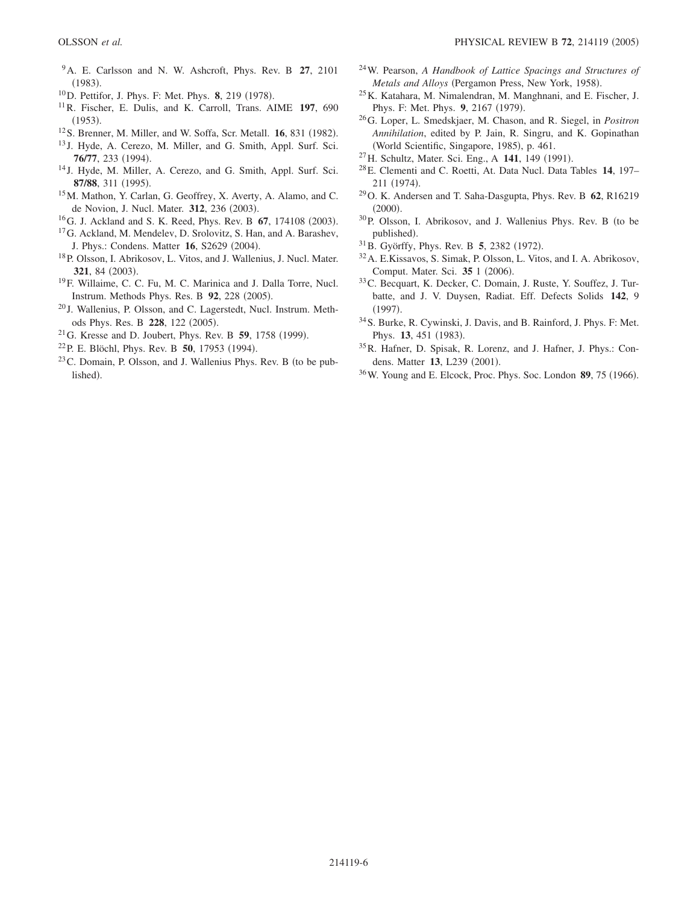[9] A. E. Carlsson and N. W. Ashcroft, Phys. Rev. B **27**, 2101 (1983).

[10] D. Pettifor, J. Phys. F: Met. Phys. **8**, 219 (1978).

[11] R. Fischer, E. Dulis, and K. Carroll, Trans. AIME **197**, 690 (1953).

[12] S. Brenner, M. Miller, and W. Soffa, Scr. Metall. **16**, 831 (1982).

[13] J. Hyde, A. Cerezo, M. Miller, and G. Smith, Appl. Surf. Sci. **76/77**, 233 (1994).

[14] J. Hyde, M. Miller, A. Cerezo, and G. Smith, Appl. Surf. Sci. **87/88**, 311 (1995).

[15] M. Mathon, Y. Carlan, G. Geoffrey, X. Averty, A. Alamo, and C. de Novion, J. Nucl. Mater. **312**, 236 (2003).

[16] G. J. Ackland and S. K. Reed, Phys. Rev. B **67**, 174108 (2003).

[17] G. Ackland, M. Mendelev, D. Srolovitz, S. Han, and A. Barashev, J. Phys.: Condens. Matter **16**, S2629 (2004).

[18] P. Olsson, I. Abrikosov, L. Vitos, and J. Wallenius, J. Nucl. Mater. **321**, 84 (2003).

[19] F. Willaime, C. C. Fu, M. C. Marinica and J. Dalla Torre, Nucl. Instrum. Methods Phys. Res. B **92**, 228 (2005).

[20] J. Wallenius, P. Olsson, and C. Lagerstedt, Nucl. Instrum. Methods Phys. Res. B **228**, 122 (2005).

[21] G. Kresse and D. Joubert, Phys. Rev. B **59**, 1758 (1999).

[22] P. E. Blöchl, Phys. Rev. B **50**, 17953 (1994).

[23] C. Domain, P. Olsson, and J. Wallenius Phys. Rev. B (to be published).

[24] W. Pearson, *A Handbook of Lattice Spacings and Structures of Metals and Alloys* (Pergamon Press, New York, 1958).

[25] K. Katahara, M. Nimalendran, M. Manghnani, and E. Fischer, J. Phys. F: Met. Phys. **9**, 2167 (1979).

[26] G. Loper, L. Smedskjaer, M. Chason, and R. Siegel, in *Positron Annihilation*, edited by P. Jain, R. Singru, and K. Gopinathan (World Scientific, Singapore, 1985), p. 461.

[27] H. Schultz, Mater. Sci. Eng., A **141**, 149 (1991).

[28] E. Clementi and C. Roetti, At. Data Nucl. Data Tables **14**, 197–211 (1974).

[29] O. K. Andersen and T. Saha-Dasgupta, Phys. Rev. B **62**, R16219 (2000).

[30] P. Olsson, I. Abrikosov, and J. Wallenius Phys. Rev. B (to be published).

[31] B. Györffy, Phys. Rev. B **5**, 2382 (1972).

[32] A. E.Kissavos, S. Simak, P. Olsson, L. Vitos, and I. A. Abrikosov, Comput. Mater. Sci. **35** 1 (2006).

[33] C. Becquart, K. Decker, C. Domain, J. Ruste, Y. Souffez, J. Turbatte, and J. V. Duysen, Radiat. Eff. Defects Solids **142**, 9 (1997).

[34] S. Burke, R. Cywinski, J. Davis, and B. Rainford, J. Phys. F: Met. Phys. **13**, 451 (1983).

[35] R. Hafner, D. Spisak, R. Lorenz, and J. Hafner, J. Phys.: Condens. Matter **13**, L239 (2001).

[36] W. Young and E. Elcock, Proc. Phys. Soc. London **89**, 75 (1966).